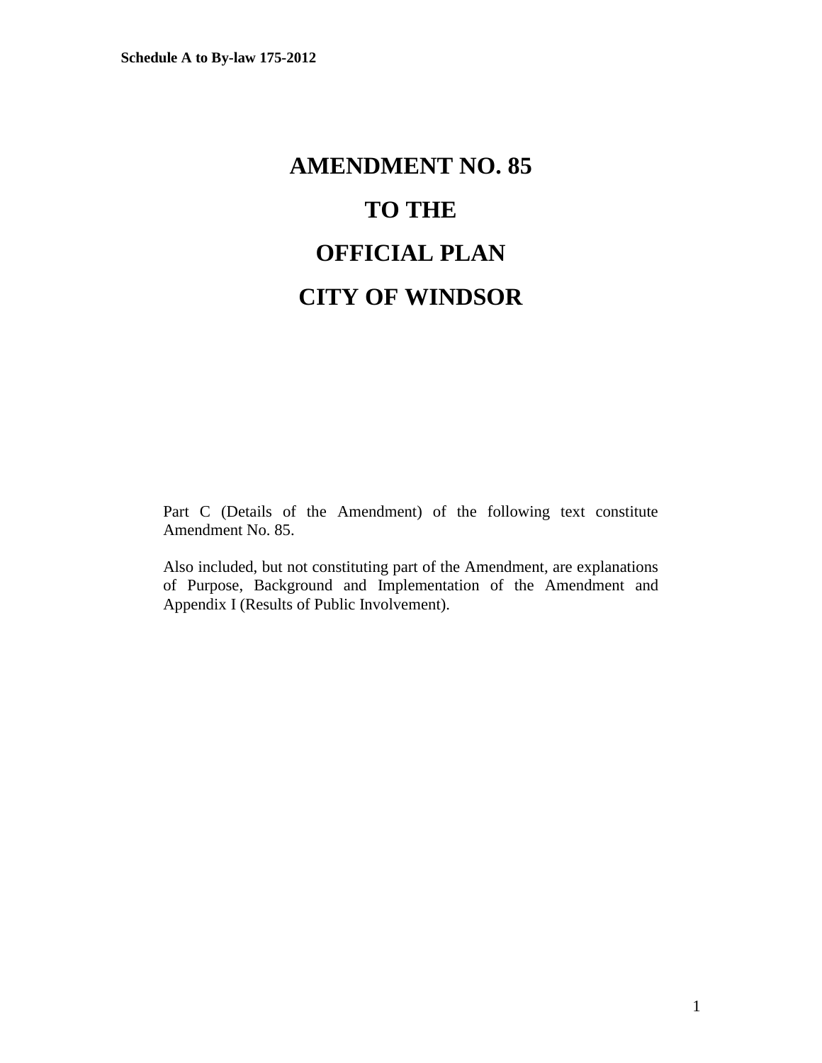**Schedule A to By-law 175-2012**

# AMENDMENT NO. 85

# TO THE

# OFFICIAL PLAN

# CITY OF WINDSOR

Part C (Details of the Amendment) of the following text constitute Amendment No. 85.

Also included, but not constituting part of the Amendment, are explanations of Purpose, Background and Implementation of the Amendment and Appendix I (Results of Public Involvement).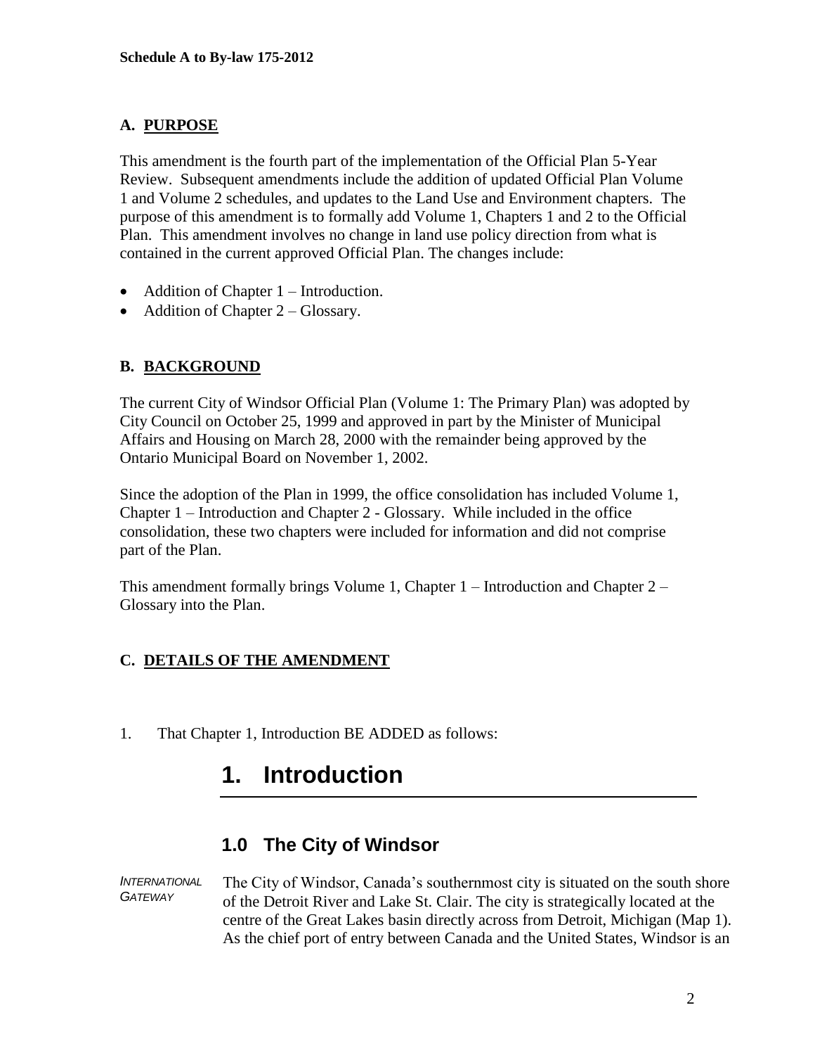**Schedule A to By-law 175-2012**

## A. PURPOSE

This amendment is the fourth part of the implementation of the Official Plan 5-Year Review. Subsequent amendments include the addition of updated Official Plan Volume 1 and Volume 2 schedules, and updates to the Land Use and Environment chapters. The purpose of this amendment is to formally add Volume 1, Chapters 1 and 2 to the Official Plan. This amendment involves no change in land use policy direction from what is contained in the current approved Official Plan. The changes include:

- Addition of Chapter 1 – Introduction.
- Addition of Chapter 2 – Glossary.

## B. BACKGROUND

The current City of Windsor Official Plan (Volume 1: The Primary Plan) was adopted by City Council on October 25, 1999 and approved in part by the Minister of Municipal Affairs and Housing on March 28, 2000 with the remainder being approved by the Ontario Municipal Board on November 1, 2002.

Since the adoption of the Plan in 1999, the office consolidation has included Volume 1, Chapter 1 – Introduction and Chapter 2 - Glossary. While included in the office consolidation, these two chapters were included for information and did not comprise part of the Plan.

This amendment formally brings Volume 1, Chapter 1 – Introduction and Chapter 2 – Glossary into the Plan.

## C. DETAILS OF THE AMENDMENT

1. That Chapter 1, Introduction BE ADDED as follows:

# 1. Introduction

## 1.0 The City of Windsor

*INTERNATIONAL GATEWAY*

The City of Windsor, Canada's southernmost city is situated on the south shore of the Detroit River and Lake St. Clair. The city is strategically located at the centre of the Great Lakes basin directly across from Detroit, Michigan (Map 1). As the chief port of entry between Canada and the United States, Windsor is an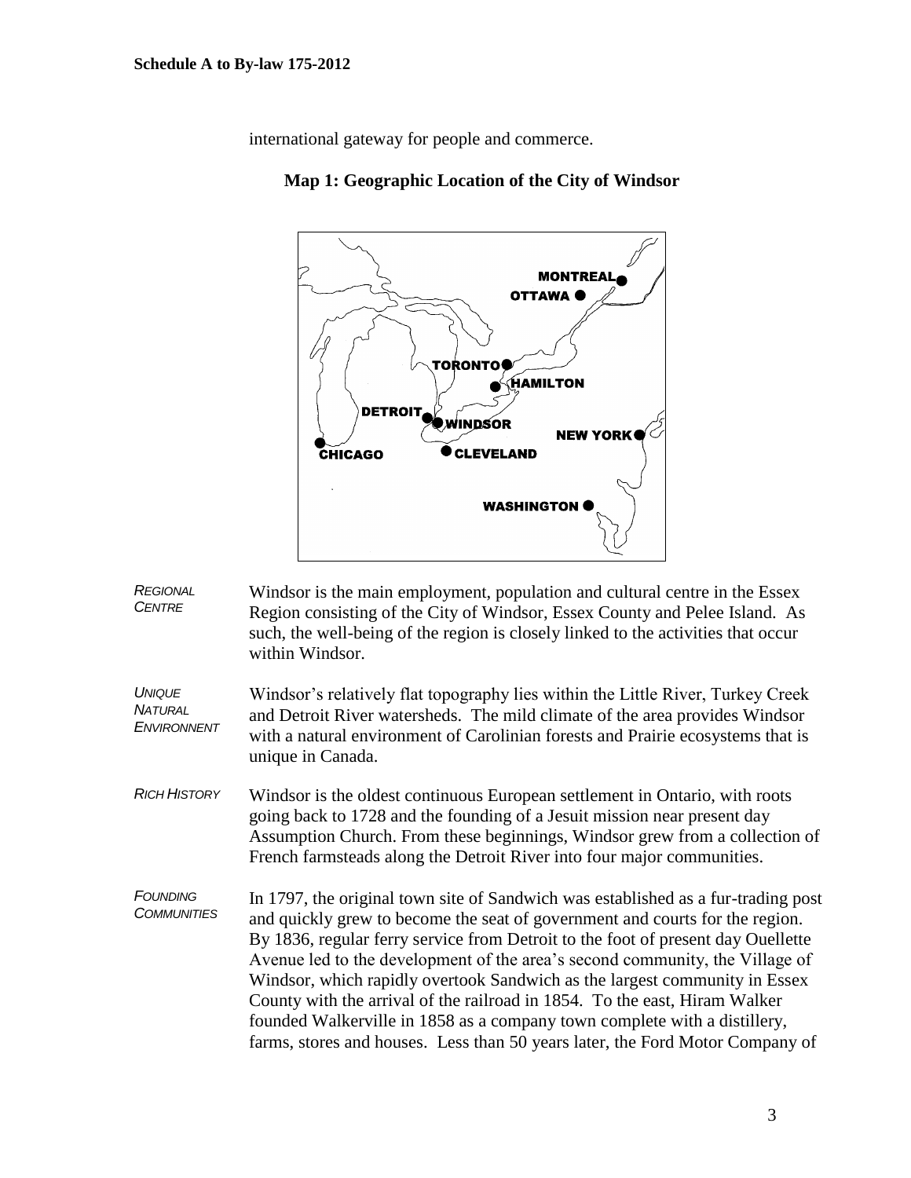international gateway for people and commerce.

**Map 1: Geographic Location of the City of Windsor**

MONTREAL
OTTAWA
TORONTO
HAMILTON
DETROIT
WINDSOR
NEW YORK
CHICAGO
CLEVELAND
WASHINGTON

*REGIONAL CENTRE*

Windsor is the main employment, population and cultural centre in the Essex Region consisting of the City of Windsor, Essex County and Pelee Island. As such, the well-being of the region is closely linked to the activities that occur within Windsor.

*UNIQUE NATURAL ENVIRONNENT*

Windsor's relatively flat topography lies within the Little River, Turkey Creek and Detroit River watersheds. The mild climate of the area provides Windsor with a natural environment of Carolinian forests and Prairie ecosystems that is unique in Canada.

*RICH HISTORY*

Windsor is the oldest continuous European settlement in Ontario, with roots going back to 1728 and the founding of a Jesuit mission near present day Assumption Church. From these beginnings, Windsor grew from a collection of French farmsteads along the Detroit River into four major communities.

*FOUNDING COMMUNITIES*

In 1797, the original town site of Sandwich was established as a fur-trading post and quickly grew to become the seat of government and courts for the region. By 1836, regular ferry service from Detroit to the foot of present day Ouellette Avenue led to the development of the area's second community, the Village of Windsor, which rapidly overtook Sandwich as the largest community in Essex County with the arrival of the railroad in 1854. To the east, Hiram Walker founded Walkerville in 1858 as a company town complete with a distillery, farms, stores and houses. Less than 50 years later, the Ford Motor Company of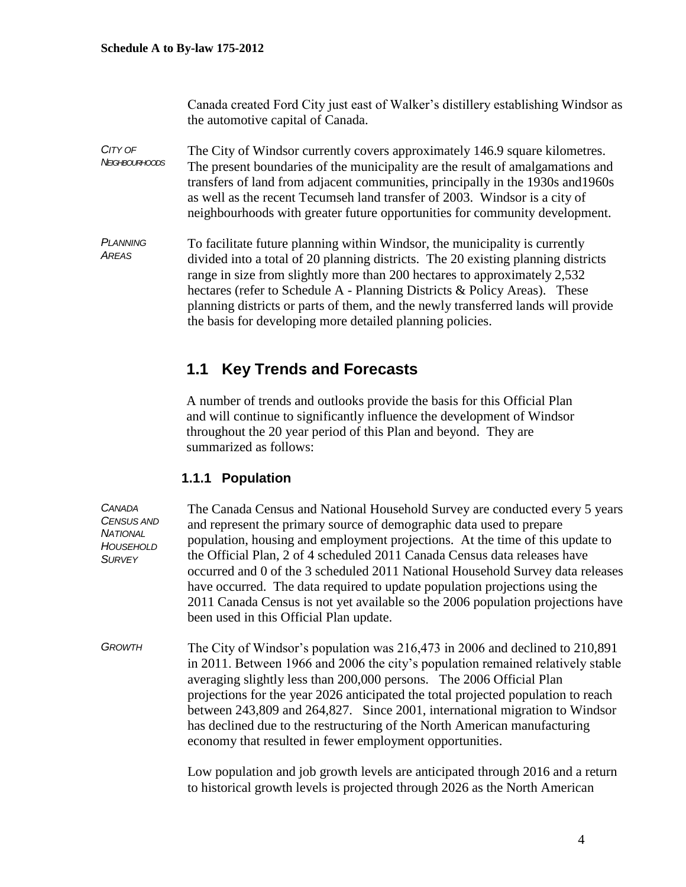Canada created Ford City just east of Walker's distillery establishing Windsor as the automotive capital of Canada.

*CITY OF NEIGHBOURHOODS*

The City of Windsor currently covers approximately 146.9 square kilometres. The present boundaries of the municipality are the result of amalgamations and transfers of land from adjacent communities, principally in the 1930s and1960s as well as the recent Tecumseh land transfer of 2003. Windsor is a city of neighbourhoods with greater future opportunities for community development.

*PLANNING AREAS*

To facilitate future planning within Windsor, the municipality is currently divided into a total of 20 planning districts. The 20 existing planning districts range in size from slightly more than 200 hectares to approximately 2,532 hectares (refer to Schedule A - Planning Districts & Policy Areas). These planning districts or parts of them, and the newly transferred lands will provide the basis for developing more detailed planning policies.

## 1.1 Key Trends and Forecasts

A number of trends and outlooks provide the basis for this Official Plan and will continue to significantly influence the development of Windsor throughout the 20 year period of this Plan and beyond. They are summarized as follows:

### 1.1.1 Population

*CANADA CENSUS AND NATIONAL HOUSEHOLD SURVEY*

The Canada Census and National Household Survey are conducted every 5 years and represent the primary source of demographic data used to prepare population, housing and employment projections. At the time of this update to the Official Plan, 2 of 4 scheduled 2011 Canada Census data releases have occurred and 0 of the 3 scheduled 2011 National Household Survey data releases have occurred. The data required to update population projections using the 2011 Canada Census is not yet available so the 2006 population projections have been used in this Official Plan update.

*GROWTH*

The City of Windsor's population was 216,473 in 2006 and declined to 210,891 in 2011. Between 1966 and 2006 the city's population remained relatively stable averaging slightly less than 200,000 persons. The 2006 Official Plan projections for the year 2026 anticipated the total projected population to reach between 243,809 and 264,827. Since 2001, international migration to Windsor has declined due to the restructuring of the North American manufacturing economy that resulted in fewer employment opportunities.

Low population and job growth levels are anticipated through 2016 and a return to historical growth levels is projected through 2026 as the North American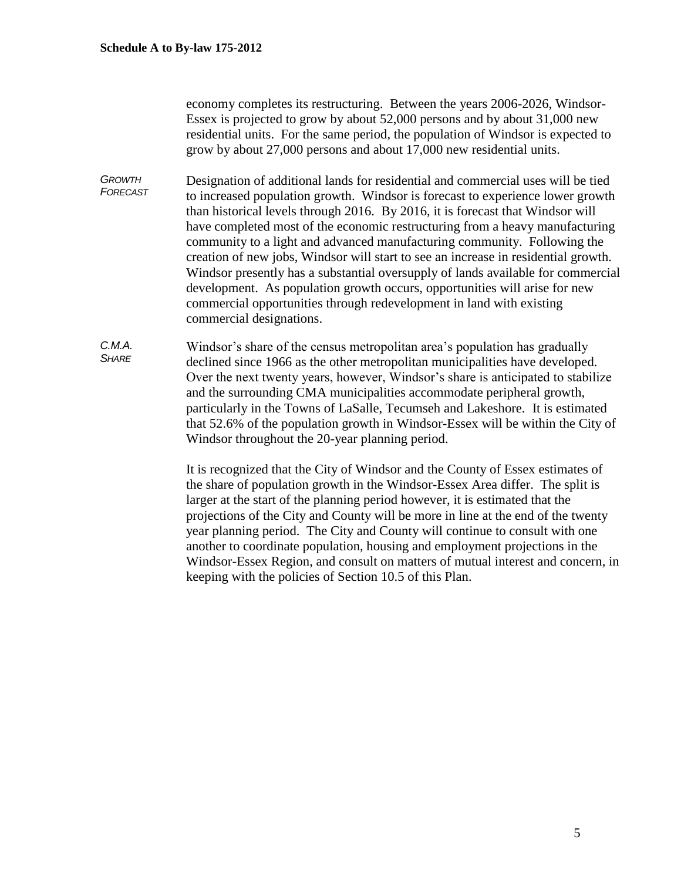economy completes its restructuring. Between the years 2006-2026, Windsor-Essex is projected to grow by about 52,000 persons and by about 31,000 new residential units. For the same period, the population of Windsor is expected to grow by about 27,000 persons and about 17,000 new residential units.

*GROWTH FORECAST*

Designation of additional lands for residential and commercial uses will be tied to increased population growth. Windsor is forecast to experience lower growth than historical levels through 2016. By 2016, it is forecast that Windsor will have completed most of the economic restructuring from a heavy manufacturing community to a light and advanced manufacturing community. Following the creation of new jobs, Windsor will start to see an increase in residential growth. Windsor presently has a substantial oversupply of lands available for commercial development. As population growth occurs, opportunities will arise for new commercial opportunities through redevelopment in land with existing commercial designations.

*C.M.A. SHARE*

Windsor's share of the census metropolitan area's population has gradually declined since 1966 as the other metropolitan municipalities have developed. Over the next twenty years, however, Windsor's share is anticipated to stabilize and the surrounding CMA municipalities accommodate peripheral growth, particularly in the Towns of LaSalle, Tecumseh and Lakeshore. It is estimated that 52.6% of the population growth in Windsor-Essex will be within the City of Windsor throughout the 20-year planning period.

It is recognized that the City of Windsor and the County of Essex estimates of the share of population growth in the Windsor-Essex Area differ. The split is larger at the start of the planning period however, it is estimated that the projections of the City and County will be more in line at the end of the twenty year planning period. The City and County will continue to consult with one another to coordinate population, housing and employment projections in the Windsor-Essex Region, and consult on matters of mutual interest and concern, in keeping with the policies of Section 10.5 of this Plan.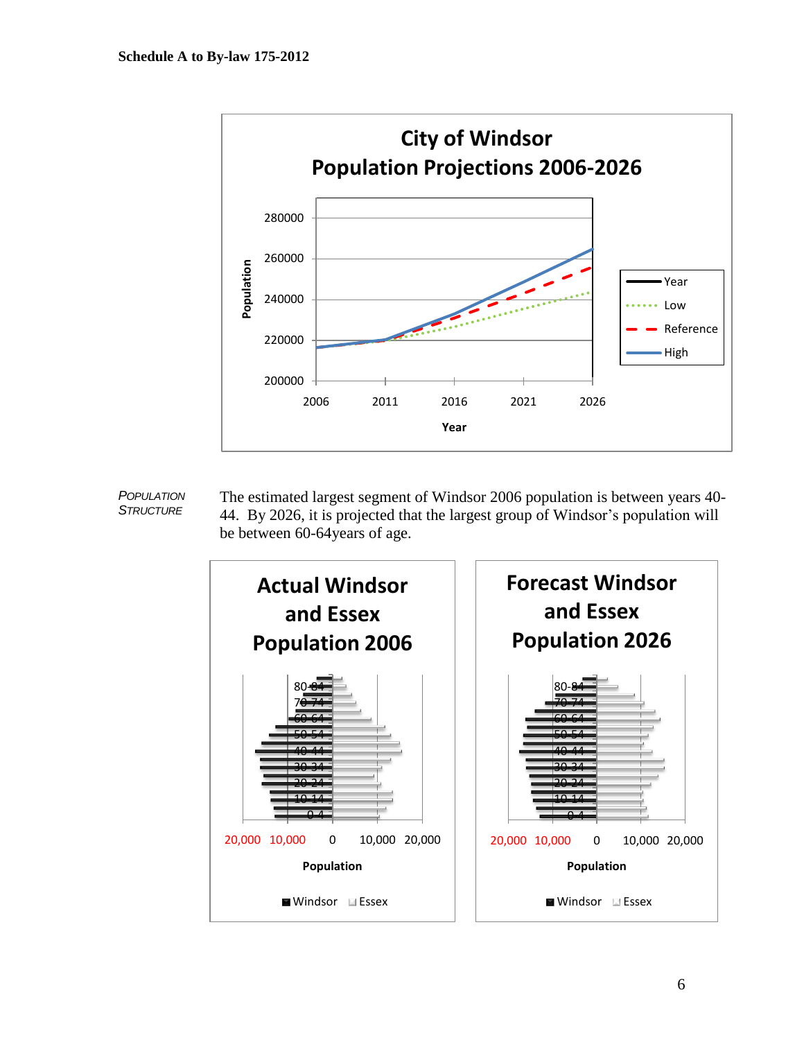**Schedule A to By-law 175-2012**

City of Windsor
Population Projections 2006-2026

280000
260000
240000
220000
200000

Population

2006
2011
2016
2021
2026

Year

Year
Low
Reference
High

*POPULATION STRUCTURE*

The estimated largest segment of Windsor 2006 population is between years 40-44. By 2026, it is projected that the largest group of Windsor's population will be between 60-64years of age.

Actual Windsor and Essex Population 2006

80-84
70-74
60-64
50-54
40-44
30-34
20-24
10-14
0-4

20,000 10,000 0 10,000 20,000

Population

Windsor Essex

Forecast Windsor and Essex Population 2026

80-84
70-74
60-64
50-54
40-44
30-34
20-24
10-14
0-4

20,000 10,000 0 10,000 20,000

Population

Windsor Essex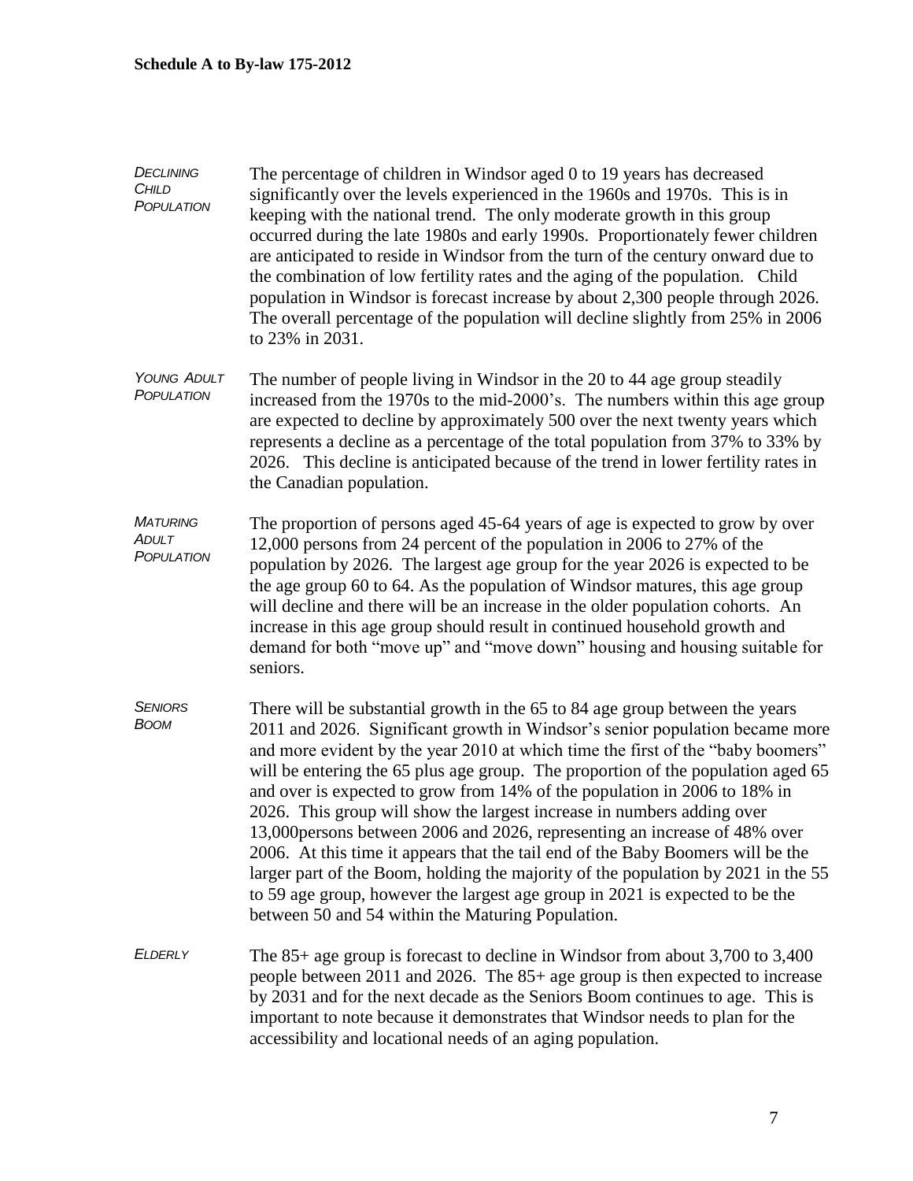*Declining Child Population*

The percentage of children in Windsor aged 0 to 19 years has decreased significantly over the levels experienced in the 1960s and 1970s. This is in keeping with the national trend. The only moderate growth in this group occurred during the late 1980s and early 1990s. Proportionately fewer children are anticipated to reside in Windsor from the turn of the century onward due to the combination of low fertility rates and the aging of the population. Child population in Windsor is forecast increase by about 2,300 people through 2026. The overall percentage of the population will decline slightly from 25% in 2006 to 23% in 2031.

*Young Adult Population*

The number of people living in Windsor in the 20 to 44 age group steadily increased from the 1970s to the mid-2000's. The numbers within this age group are expected to decline by approximately 500 over the next twenty years which represents a decline as a percentage of the total population from 37% to 33% by 2026. This decline is anticipated because of the trend in lower fertility rates in the Canadian population.

*Maturing Adult Population*

The proportion of persons aged 45-64 years of age is expected to grow by over 12,000 persons from 24 percent of the population in 2006 to 27% of the population by 2026. The largest age group for the year 2026 is expected to be the age group 60 to 64. As the population of Windsor matures, this age group will decline and there will be an increase in the older population cohorts. An increase in this age group should result in continued household growth and demand for both "move up" and "move down" housing and housing suitable for seniors.

*Seniors Boom*

There will be substantial growth in the 65 to 84 age group between the years 2011 and 2026. Significant growth in Windsor's senior population became more and more evident by the year 2010 at which time the first of the "baby boomers" will be entering the 65 plus age group. The proportion of the population aged 65 and over is expected to grow from 14% of the population in 2006 to 18% in 2026. This group will show the largest increase in numbers adding over 13,000persons between 2006 and 2026, representing an increase of 48% over 2006. At this time it appears that the tail end of the Baby Boomers will be the larger part of the Boom, holding the majority of the population by 2021 in the 55 to 59 age group, however the largest age group in 2021 is expected to be the between 50 and 54 within the Maturing Population.

*Elderly*

The 85+ age group is forecast to decline in Windsor from about 3,700 to 3,400 people between 2011 and 2026. The 85+ age group is then expected to increase by 2031 and for the next decade as the Seniors Boom continues to age. This is important to note because it demonstrates that Windsor needs to plan for the accessibility and locational needs of an aging population.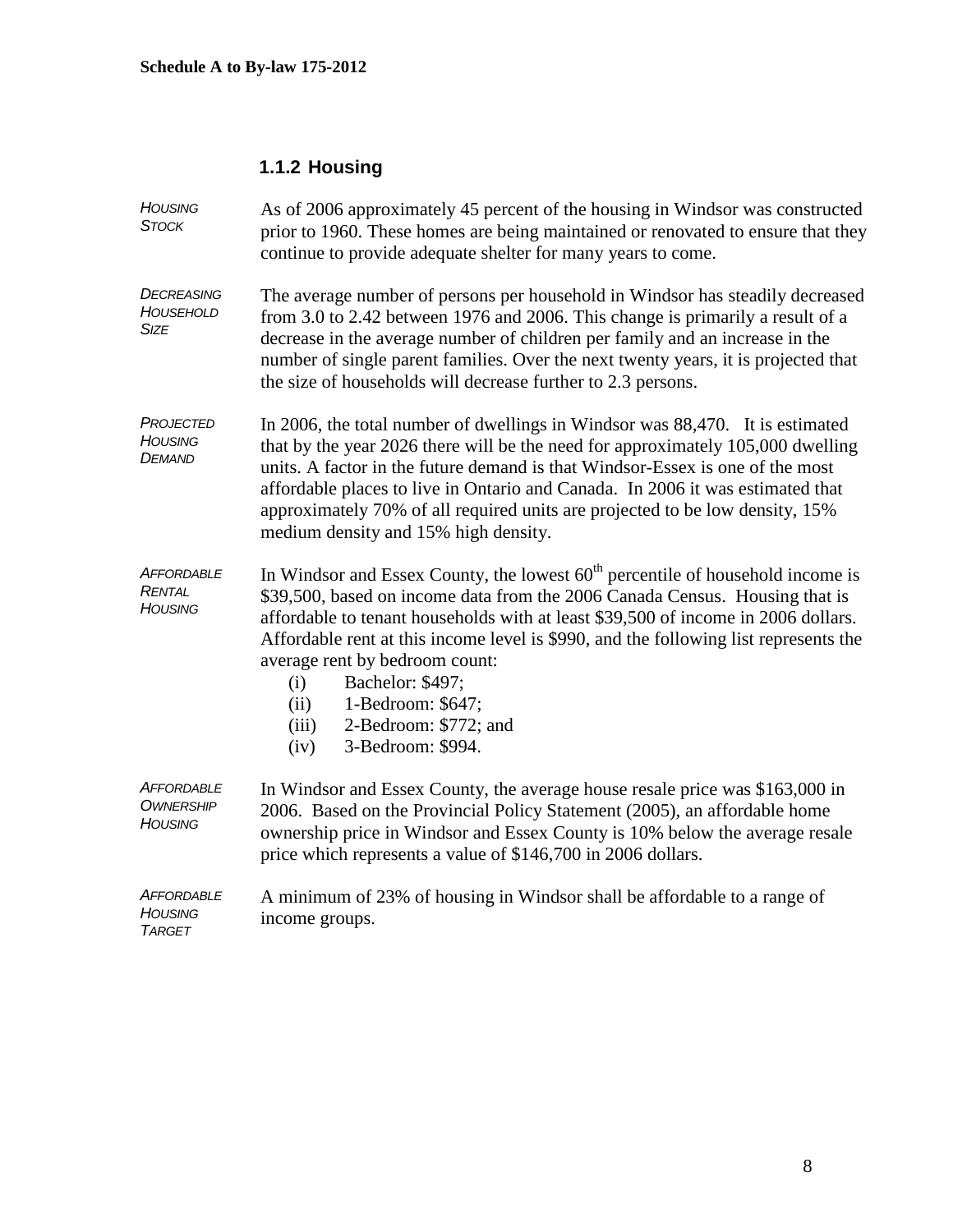### 1.1.2 Housing

*HOUSING STOCK*

As of 2006 approximately 45 percent of the housing in Windsor was constructed prior to 1960. These homes are being maintained or renovated to ensure that they continue to provide adequate shelter for many years to come.

*DECREASING HOUSEHOLD SIZE*

The average number of persons per household in Windsor has steadily decreased from 3.0 to 2.42 between 1976 and 2006. This change is primarily a result of a decrease in the average number of children per family and an increase in the number of single parent families. Over the next twenty years, it is projected that the size of households will decrease further to 2.3 persons.

*PROJECTED HOUSING DEMAND*

In 2006, the total number of dwellings in Windsor was 88,470. It is estimated that by the year 2026 there will be the need for approximately 105,000 dwelling units. A factor in the future demand is that Windsor-Essex is one of the most affordable places to live in Ontario and Canada. In 2006 it was estimated that approximately 70% of all required units are projected to be low density, 15% medium density and 15% high density.

*AFFORDABLE RENTAL HOUSING*

In Windsor and Essex County, the lowest 60th percentile of household income is \$39,500, based on income data from the 2006 Canada Census. Housing that is affordable to tenant households with at least \$39,500 of income in 2006 dollars. Affordable rent at this income level is \$990, and the following list represents the average rent by bedroom count:

(i) Bachelor: \$497;
(ii) 1-Bedroom: \$647;
(iii) 2-Bedroom: \$772; and
(iv) 3-Bedroom: \$994.

*AFFORDABLE OWNERSHIP HOUSING*

In Windsor and Essex County, the average house resale price was \$163,000 in 2006. Based on the Provincial Policy Statement (2005), an affordable home ownership price in Windsor and Essex County is 10% below the average resale price which represents a value of \$146,700 in 2006 dollars.

*AFFORDABLE HOUSING TARGET*

A minimum of 23% of housing in Windsor shall be affordable to a range of income groups.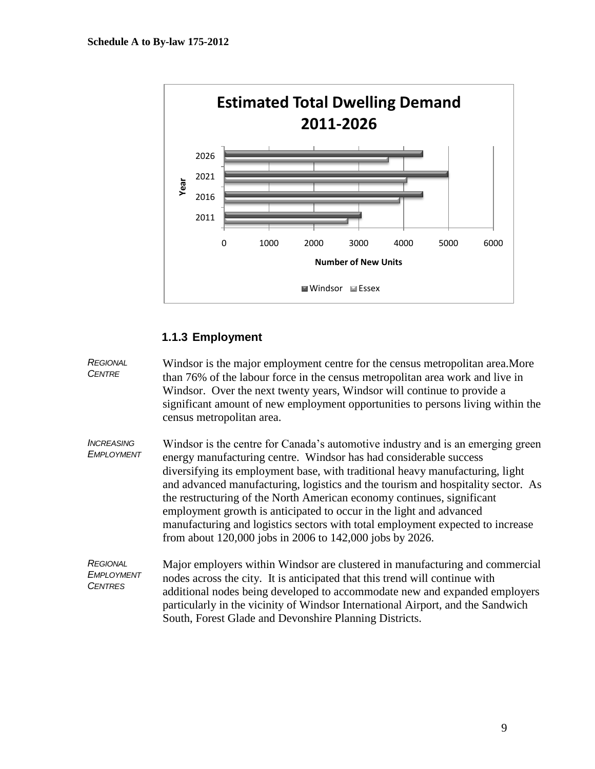**Estimated Total Dwelling Demand 2011-2026**

Year

2026

2021

2016

2011

0 1000 2000 3000 4000 5000 6000

Number of New Units

Windsor Essex

### 1.1.3 Employment

*REGIONAL CENTRE*

Windsor is the major employment centre for the census metropolitan area.More than 76% of the labour force in the census metropolitan area work and live in Windsor. Over the next twenty years, Windsor will continue to provide a significant amount of new employment opportunities to persons living within the census metropolitan area.

*INCREASING EMPLOYMENT*

Windsor is the centre for Canada's automotive industry and is an emerging green energy manufacturing centre. Windsor has had considerable success diversifying its employment base, with traditional heavy manufacturing, light and advanced manufacturing, logistics and the tourism and hospitality sector. As the restructuring of the North American economy continues, significant employment growth is anticipated to occur in the light and advanced manufacturing and logistics sectors with total employment expected to increase from about 120,000 jobs in 2006 to 142,000 jobs by 2026.

*REGIONAL EMPLOYMENT CENTRES*

Major employers within Windsor are clustered in manufacturing and commercial nodes across the city. It is anticipated that this trend will continue with additional nodes being developed to accommodate new and expanded employers particularly in the vicinity of Windsor International Airport, and the Sandwich South, Forest Glade and Devonshire Planning Districts.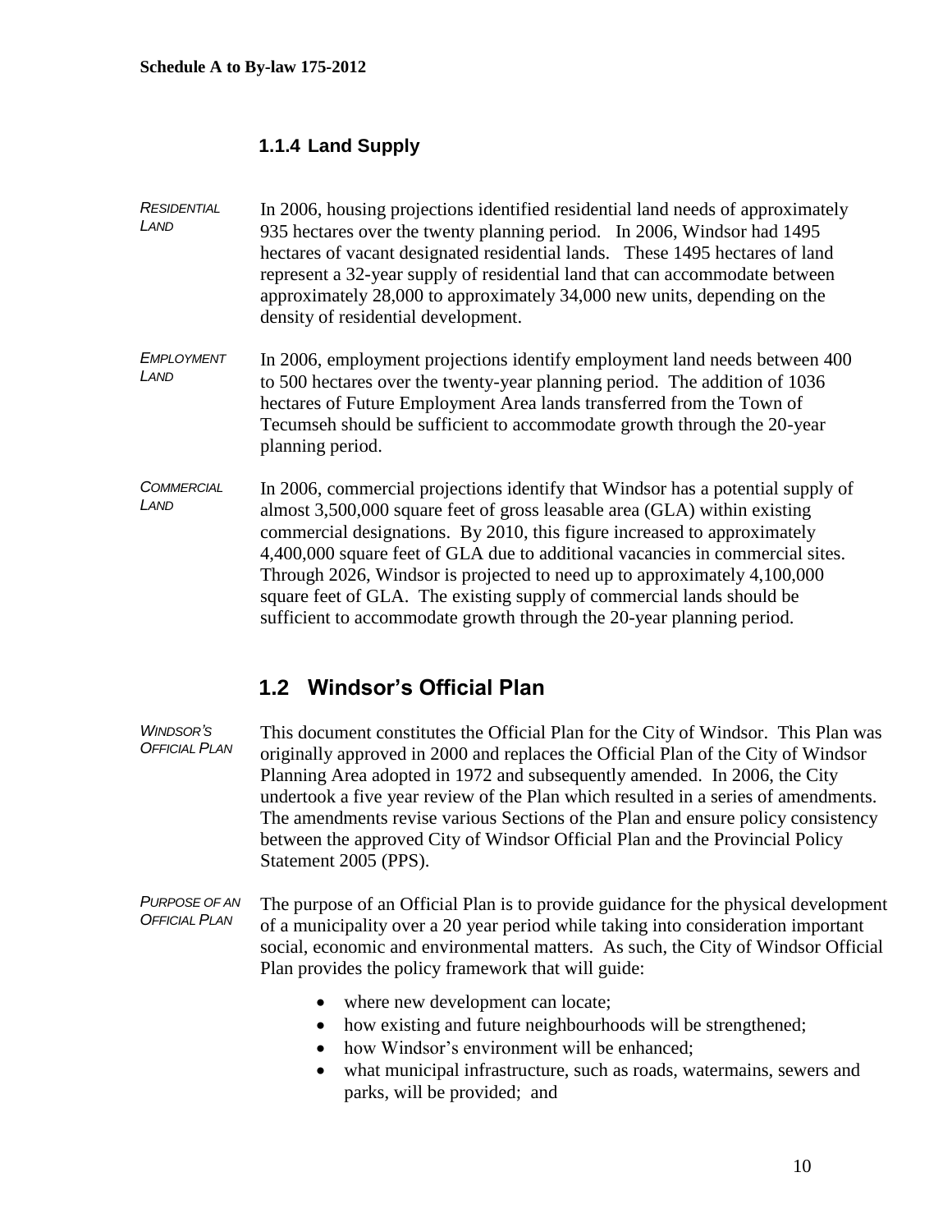### 1.1.4 Land Supply

*RESIDENTIAL LAND*

In 2006, housing projections identified residential land needs of approximately 935 hectares over the twenty planning period. In 2006, Windsor had 1495 hectares of vacant designated residential lands. These 1495 hectares of land represent a 32-year supply of residential land that can accommodate between approximately 28,000 to approximately 34,000 new units, depending on the density of residential development.

*EMPLOYMENT LAND*

In 2006, employment projections identify employment land needs between 400 to 500 hectares over the twenty-year planning period. The addition of 1036 hectares of Future Employment Area lands transferred from the Town of Tecumseh should be sufficient to accommodate growth through the 20-year planning period.

*COMMERCIAL LAND*

In 2006, commercial projections identify that Windsor has a potential supply of almost 3,500,000 square feet of gross leasable area (GLA) within existing commercial designations. By 2010, this figure increased to approximately 4,400,000 square feet of GLA due to additional vacancies in commercial sites. Through 2026, Windsor is projected to need up to approximately 4,100,000 square feet of GLA. The existing supply of commercial lands should be sufficient to accommodate growth through the 20-year planning period.

## 1.2 Windsor's Official Plan

*WINDSOR'S OFFICIAL PLAN*

This document constitutes the Official Plan for the City of Windsor. This Plan was originally approved in 2000 and replaces the Official Plan of the City of Windsor Planning Area adopted in 1972 and subsequently amended. In 2006, the City undertook a five year review of the Plan which resulted in a series of amendments. The amendments revise various Sections of the Plan and ensure policy consistency between the approved City of Windsor Official Plan and the Provincial Policy Statement 2005 (PPS).

*PURPOSE OF AN OFFICIAL PLAN*

The purpose of an Official Plan is to provide guidance for the physical development of a municipality over a 20 year period while taking into consideration important social, economic and environmental matters. As such, the City of Windsor Official Plan provides the policy framework that will guide:

- where new development can locate;
- how existing and future neighbourhoods will be strengthened;
- how Windsor's environment will be enhanced;
- what municipal infrastructure, such as roads, watermains, sewers and parks, will be provided; and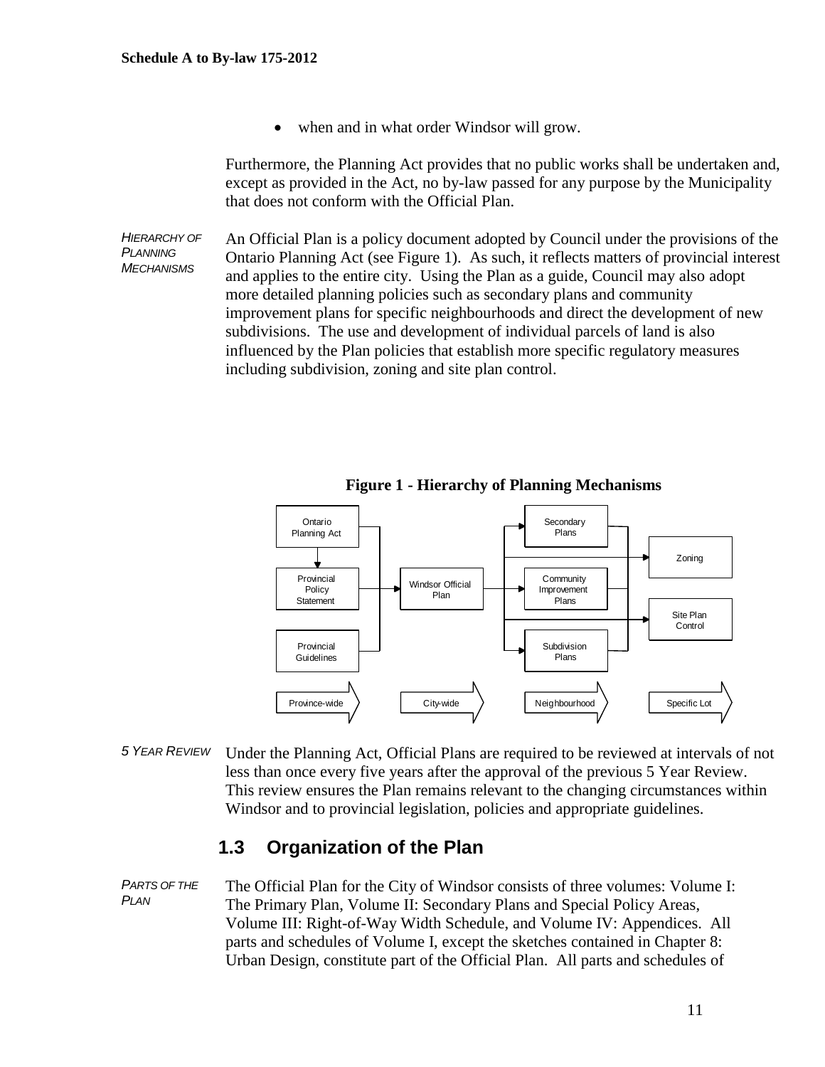- when and in what order Windsor will grow.

Furthermore, the Planning Act provides that no public works shall be undertaken and, except as provided in the Act, no by-law passed for any purpose by the Municipality that does not conform with the Official Plan.

*HIERARCHY OF PLANNING MECHANISMS*

An Official Plan is a policy document adopted by Council under the provisions of the Ontario Planning Act (see Figure 1). As such, it reflects matters of provincial interest and applies to the entire city. Using the Plan as a guide, Council may also adopt more detailed planning policies such as secondary plans and community improvement plans for specific neighbourhoods and direct the development of new subdivisions. The use and development of individual parcels of land is also influenced by the Plan policies that establish more specific regulatory measures including subdivision, zoning and site plan control.

**Figure 1 - Hierarchy of Planning Mechanisms**

Ontario Planning Act

Provincial Policy Statement

Provincial Guidelines

Windsor Official Plan

Secondary Plans

Community Improvement Plans

Subdivision Plans

Zoning

Site Plan Control

Province-wide

City-wide

Neighbourhood

Specific Lot

*5 YEAR REVIEW*

Under the Planning Act, Official Plans are required to be reviewed at intervals of not less than once every five years after the approval of the previous 5 Year Review. This review ensures the Plan remains relevant to the changing circumstances within Windsor and to provincial legislation, policies and appropriate guidelines.

## 1.3 Organization of the Plan

*PARTS OF THE PLAN*

The Official Plan for the City of Windsor consists of three volumes: Volume I: The Primary Plan, Volume II: Secondary Plans and Special Policy Areas, Volume III: Right-of-Way Width Schedule, and Volume IV: Appendices. All parts and schedules of Volume I, except the sketches contained in Chapter 8: Urban Design, constitute part of the Official Plan. All parts and schedules of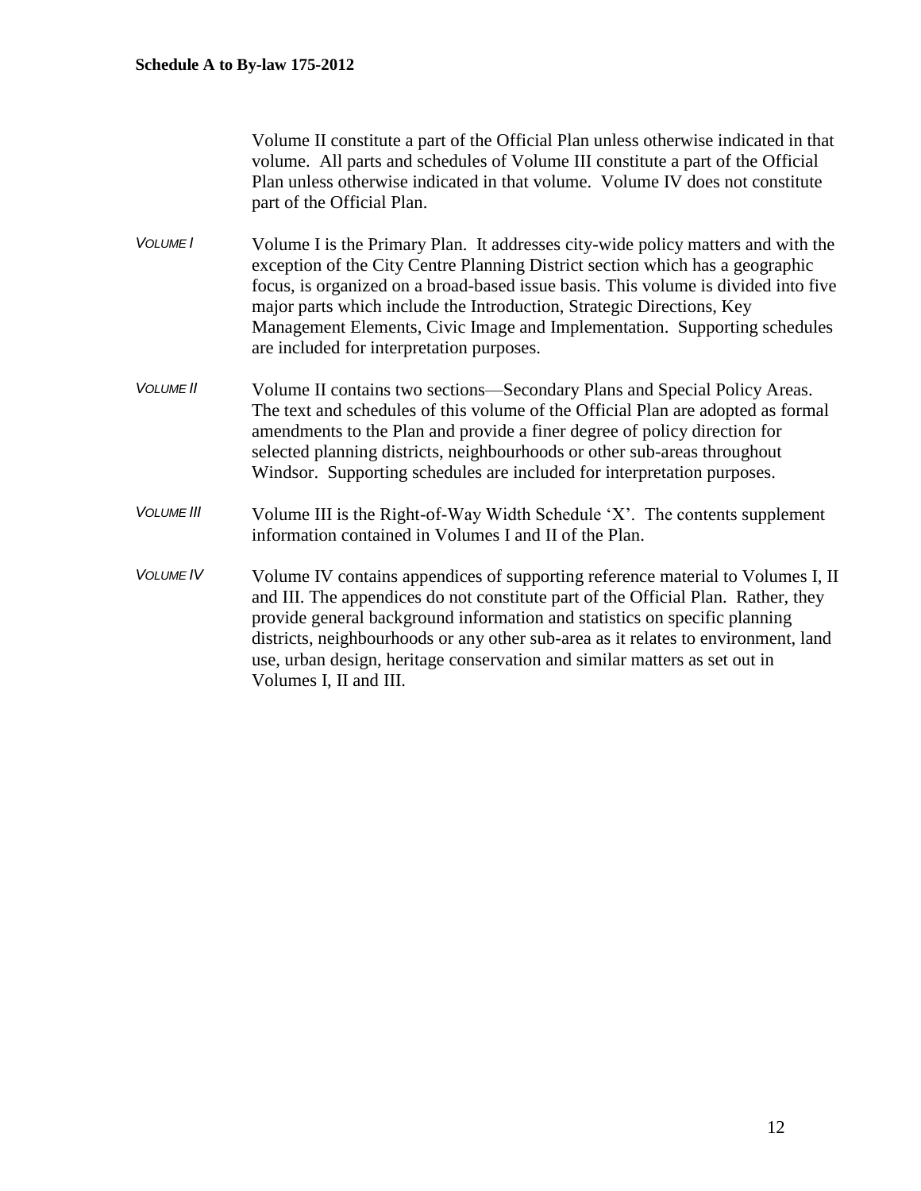Volume II constitute a part of the Official Plan unless otherwise indicated in that volume. All parts and schedules of Volume III constitute a part of the Official Plan unless otherwise indicated in that volume. Volume IV does not constitute part of the Official Plan.

*VOLUME I*

Volume I is the Primary Plan. It addresses city-wide policy matters and with the exception of the City Centre Planning District section which has a geographic focus, is organized on a broad-based issue basis. This volume is divided into five major parts which include the Introduction, Strategic Directions, Key Management Elements, Civic Image and Implementation. Supporting schedules are included for interpretation purposes.

*VOLUME II*

Volume II contains two sections—Secondary Plans and Special Policy Areas. The text and schedules of this volume of the Official Plan are adopted as formal amendments to the Plan and provide a finer degree of policy direction for selected planning districts, neighbourhoods or other sub-areas throughout Windsor. Supporting schedules are included for interpretation purposes.

*VOLUME III*

Volume III is the Right-of-Way Width Schedule 'X'. The contents supplement information contained in Volumes I and II of the Plan.

*VOLUME IV*

Volume IV contains appendices of supporting reference material to Volumes I, II and III. The appendices do not constitute part of the Official Plan. Rather, they provide general background information and statistics on specific planning districts, neighbourhoods or any other sub-area as it relates to environment, land use, urban design, heritage conservation and similar matters as set out in Volumes I, II and III.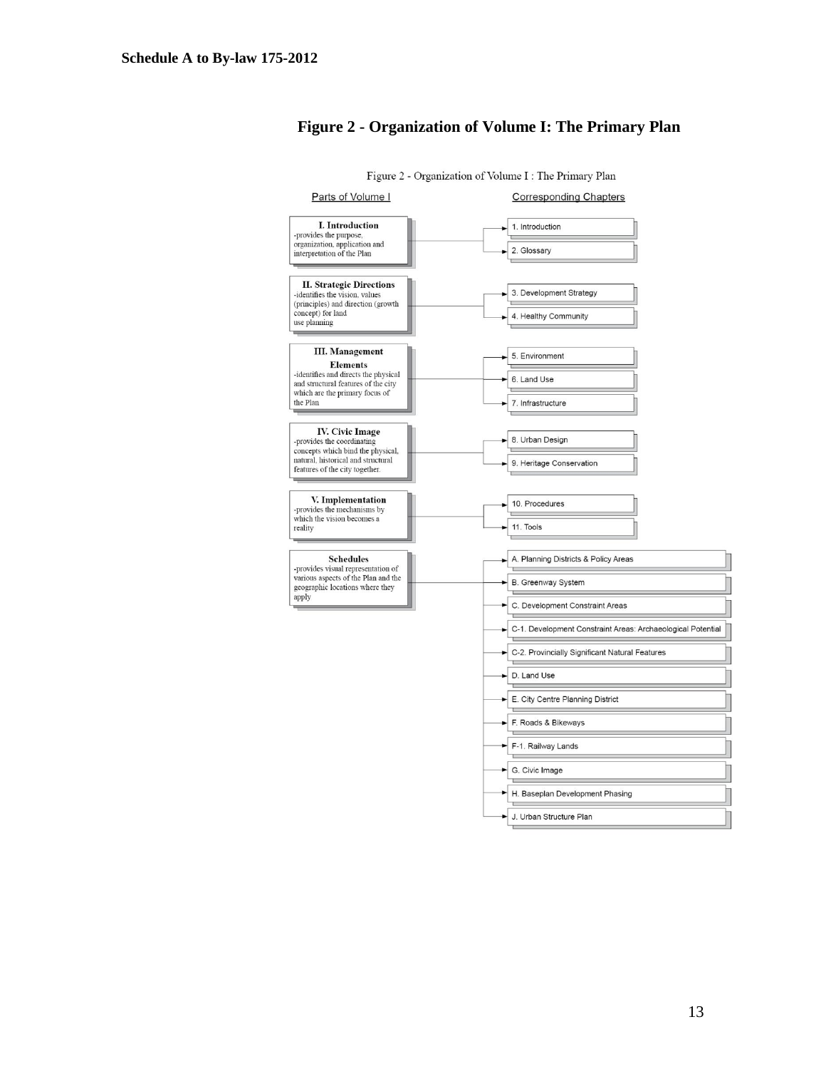## Figure 2 - Organization of Volume I: The Primary Plan

Figure 2 - Organization of Volume I : The Primary Plan

Parts of Volume I

Corresponding Chapters

**I. Introduction**
-provides the purpose, organization, application and interpretation of the Plan

1. Introduction
2. Glossary

**II. Strategic Directions**
-identifies the vision, values (principles) and direction (growth concept) for land use planning

3. Development Strategy
4. Healthy Community

**III. Management Elements**
-identifies and directs the physical and structural features of the city which are the primary focus of the Plan

5. Environment
6. Land Use
7. Infrastructure

**IV. Civic Image**
-provides the coordinating concepts which bind the physical, natural, historical and structural features of the city together.

8. Urban Design
9. Heritage Conservation

**V. Implementation**
-provides the mechanisms by which the vision becomes a reality

10. Procedures
11. Tools

**Schedules**
-provides visual representation of various aspects of the Plan and the geographic locations where they apply

A. Planning Districts & Policy Areas
B. Greenway System
C. Development Constraint Areas
C-1. Development Constraint Areas: Archaeological Potential
C-2. Provincially Significant Natural Features
D. Land Use
E. City Centre Planning District
F. Roads & Bikeways
F-1. Railway Lands
G. Civic Image
H. Baseplan Development Phasing
J. Urban Structure Plan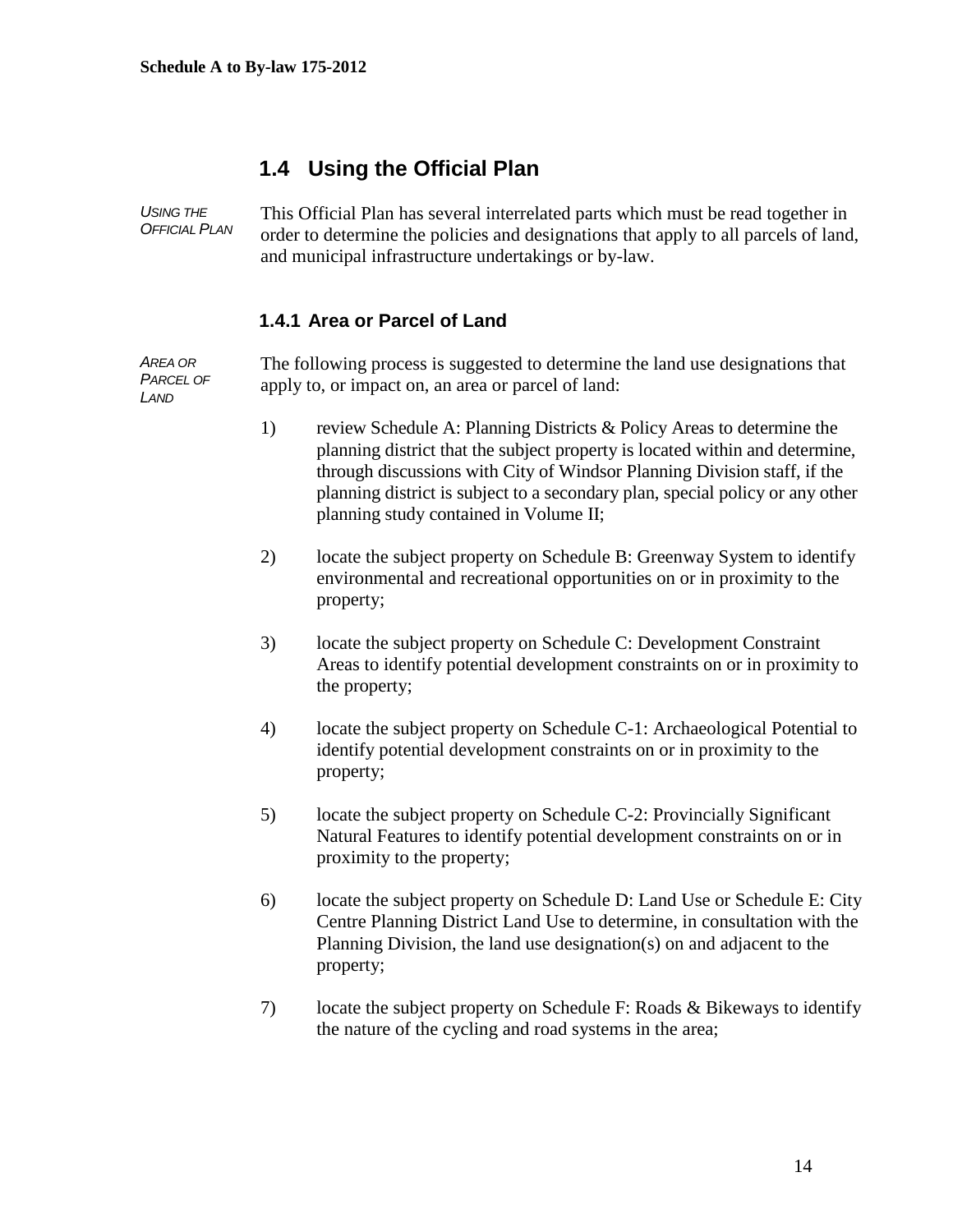## 1.4 Using the Official Plan

*USING THE OFFICIAL PLAN*

This Official Plan has several interrelated parts which must be read together in order to determine the policies and designations that apply to all parcels of land, and municipal infrastructure undertakings or by-law.

### 1.4.1 Area or Parcel of Land

*AREA OR PARCEL OF LAND*

The following process is suggested to determine the land use designations that apply to, or impact on, an area or parcel of land:

1) review Schedule A: Planning Districts & Policy Areas to determine the planning district that the subject property is located within and determine, through discussions with City of Windsor Planning Division staff, if the planning district is subject to a secondary plan, special policy or any other planning study contained in Volume II;

2) locate the subject property on Schedule B: Greenway System to identify environmental and recreational opportunities on or in proximity to the property;

3) locate the subject property on Schedule C: Development Constraint Areas to identify potential development constraints on or in proximity to the property;

4) locate the subject property on Schedule C-1: Archaeological Potential to identify potential development constraints on or in proximity to the property;

5) locate the subject property on Schedule C-2: Provincially Significant Natural Features to identify potential development constraints on or in proximity to the property;

6) locate the subject property on Schedule D: Land Use or Schedule E: City Centre Planning District Land Use to determine, in consultation with the Planning Division, the land use designation(s) on and adjacent to the property;

7) locate the subject property on Schedule F: Roads & Bikeways to identify the nature of the cycling and road systems in the area;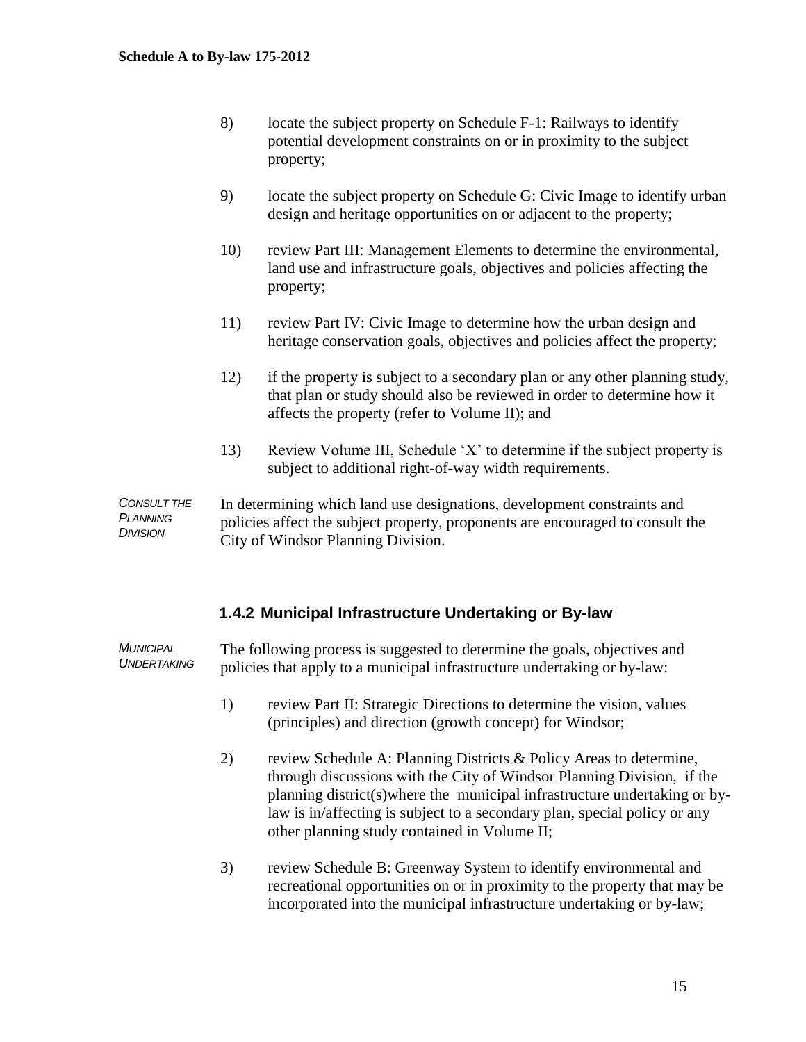8) locate the subject property on Schedule F-1: Railways to identify potential development constraints on or in proximity to the subject property;

9) locate the subject property on Schedule G: Civic Image to identify urban design and heritage opportunities on or adjacent to the property;

10) review Part III: Management Elements to determine the environmental, land use and infrastructure goals, objectives and policies affecting the property;

11) review Part IV: Civic Image to determine how the urban design and heritage conservation goals, objectives and policies affect the property;

12) if the property is subject to a secondary plan or any other planning study, that plan or study should also be reviewed in order to determine how it affects the property (refer to Volume II); and

13) Review Volume III, Schedule 'X' to determine if the subject property is subject to additional right-of-way width requirements.

*CONSULT THE PLANNING DIVISION*

In determining which land use designations, development constraints and policies affect the subject property, proponents are encouraged to consult the City of Windsor Planning Division.

### 1.4.2 Municipal Infrastructure Undertaking or By-law

*MUNICIPAL UNDERTAKING*

The following process is suggested to determine the goals, objectives and policies that apply to a municipal infrastructure undertaking or by-law:

1) review Part II: Strategic Directions to determine the vision, values (principles) and direction (growth concept) for Windsor;

2) review Schedule A: Planning Districts & Policy Areas to determine, through discussions with the City of Windsor Planning Division, if the planning district(s)where the municipal infrastructure undertaking or by-law is in/affecting is subject to a secondary plan, special policy or any other planning study contained in Volume II;

3) review Schedule B: Greenway System to identify environmental and recreational opportunities on or in proximity to the property that may be incorporated into the municipal infrastructure undertaking or by-law;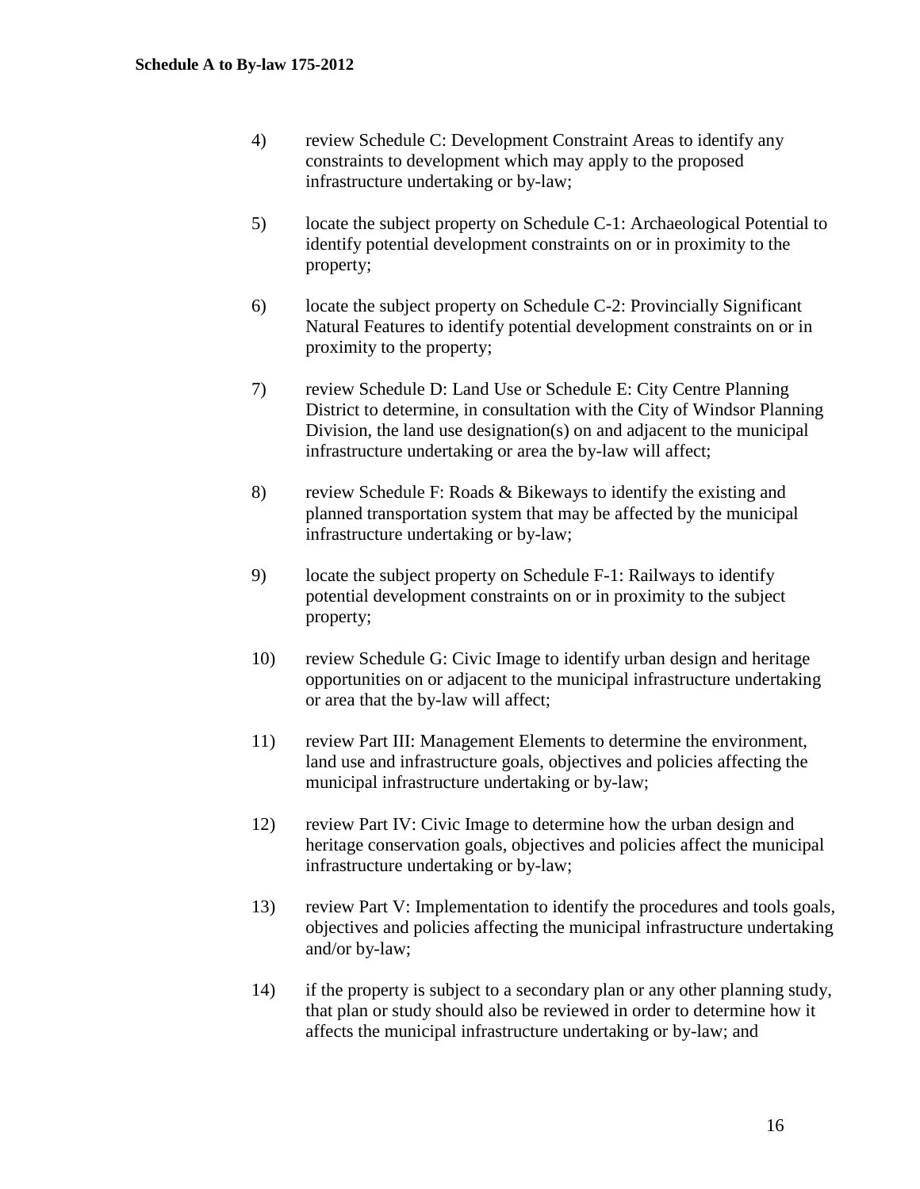4) review Schedule C: Development Constraint Areas to identify any constraints to development which may apply to the proposed infrastructure undertaking or by-law;

5) locate the subject property on Schedule C-1: Archaeological Potential to identify potential development constraints on or in proximity to the property;

6) locate the subject property on Schedule C-2: Provincially Significant Natural Features to identify potential development constraints on or in proximity to the property;

7) review Schedule D: Land Use or Schedule E: City Centre Planning District to determine, in consultation with the City of Windsor Planning Division, the land use designation(s) on and adjacent to the municipal infrastructure undertaking or area the by-law will affect;

8) review Schedule F: Roads & Bikeways to identify the existing and planned transportation system that may be affected by the municipal infrastructure undertaking or by-law;

9) locate the subject property on Schedule F-1: Railways to identify potential development constraints on or in proximity to the subject property;

10) review Schedule G: Civic Image to identify urban design and heritage opportunities on or adjacent to the municipal infrastructure undertaking or area that the by-law will affect;

11) review Part III: Management Elements to determine the environment, land use and infrastructure goals, objectives and policies affecting the municipal infrastructure undertaking or by-law;

12) review Part IV: Civic Image to determine how the urban design and heritage conservation goals, objectives and policies affect the municipal infrastructure undertaking or by-law;

13) review Part V: Implementation to identify the procedures and tools goals, objectives and policies affecting the municipal infrastructure undertaking and/or by-law;

14) if the property is subject to a secondary plan or any other planning study, that plan or study should also be reviewed in order to determine how it affects the municipal infrastructure undertaking or by-law; and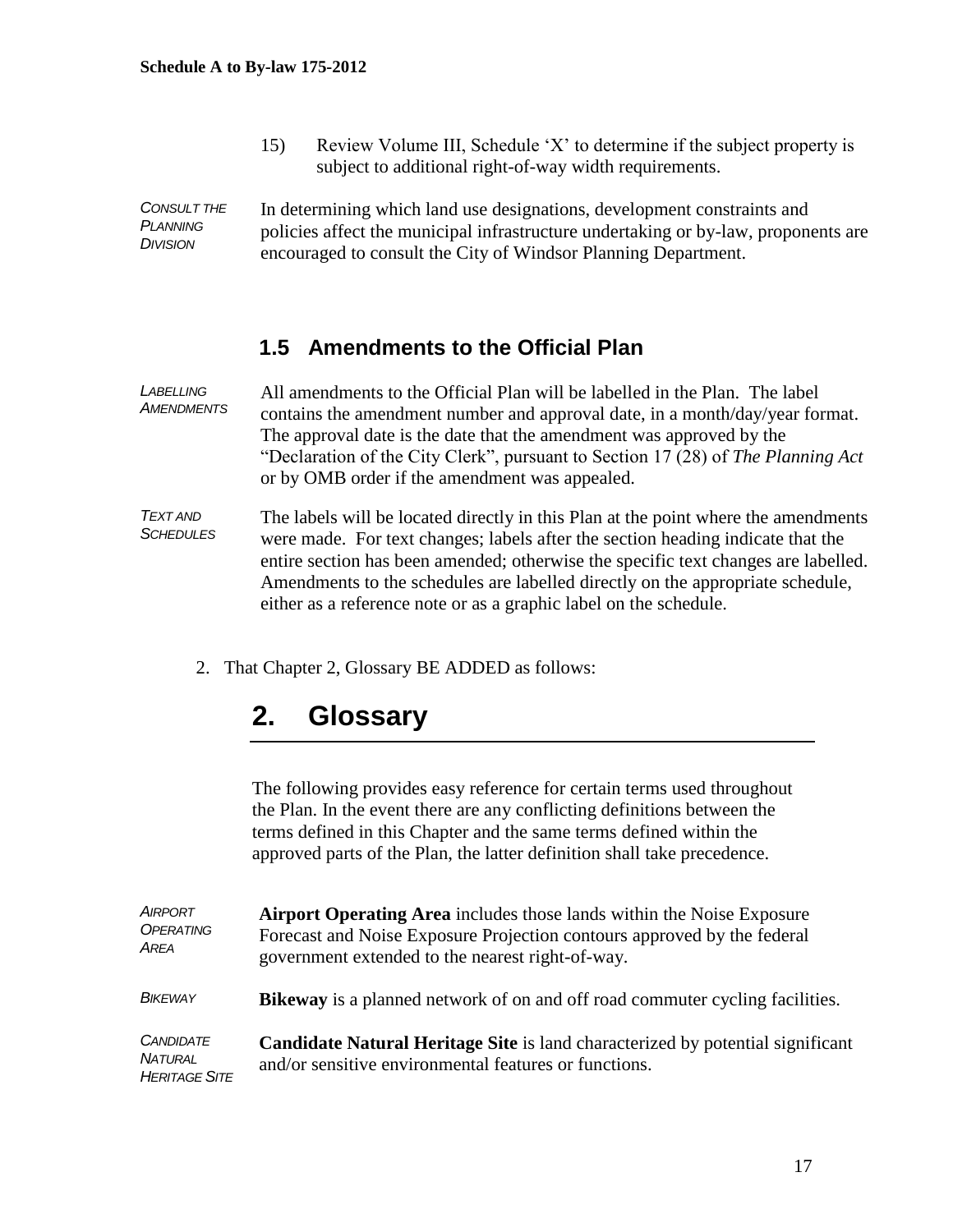15) Review Volume III, Schedule 'X' to determine if the subject property is subject to additional right-of-way width requirements.

*CONSULT THE PLANNING DIVISION*

In determining which land use designations, development constraints and policies affect the municipal infrastructure undertaking or by-law, proponents are encouraged to consult the City of Windsor Planning Department.

## 1.5 Amendments to the Official Plan

*LABELLING AMENDMENTS*

All amendments to the Official Plan will be labelled in the Plan. The label contains the amendment number and approval date, in a month/day/year format. The approval date is the date that the amendment was approved by the "Declaration of the City Clerk", pursuant to Section 17 (28) of *The Planning Act* or by OMB order if the amendment was appealed.

*TEXT AND SCHEDULES*

The labels will be located directly in this Plan at the point where the amendments were made. For text changes; labels after the section heading indicate that the entire section has been amended; otherwise the specific text changes are labelled. Amendments to the schedules are labelled directly on the appropriate schedule, either as a reference note or as a graphic label on the schedule.

2. That Chapter 2, Glossary BE ADDED as follows:

# 2. Glossary

The following provides easy reference for certain terms used throughout the Plan. In the event there are any conflicting definitions between the terms defined in this Chapter and the same terms defined within the approved parts of the Plan, the latter definition shall take precedence.

*AIRPORT OPERATING AREA*

**Airport Operating Area** includes those lands within the Noise Exposure Forecast and Noise Exposure Projection contours approved by the federal government extended to the nearest right-of-way.

*BIKEWAY*

**Bikeway** is a planned network of on and off road commuter cycling facilities.

*CANDIDATE NATURAL HERITAGE SITE*

**Candidate Natural Heritage Site** is land characterized by potential significant and/or sensitive environmental features or functions.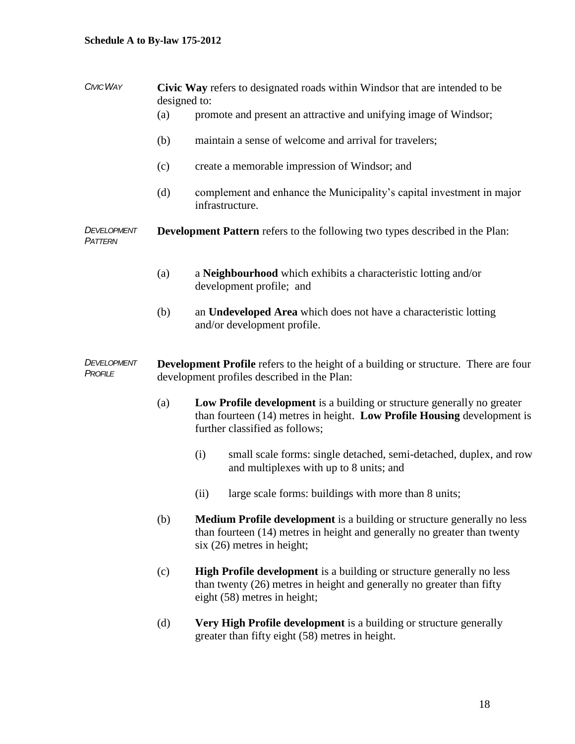Schedule A to By-law 175-2012

*CIVIC WAY*

**Civic Way** refers to designated roads within Windsor that are intended to be designed to:

(a) promote and present an attractive and unifying image of Windsor;

(b) maintain a sense of welcome and arrival for travelers;

(c) create a memorable impression of Windsor; and

(d) complement and enhance the Municipality's capital investment in major infrastructure.

*DEVELOPMENT PATTERN*

**Development Pattern** refers to the following two types described in the Plan:

(a) a **Neighbourhood** which exhibits a characteristic lotting and/or development profile; and

(b) an **Undeveloped Area** which does not have a characteristic lotting and/or development profile.

*DEVELOPMENT PROFILE*

**Development Profile** refers to the height of a building or structure. There are four development profiles described in the Plan:

(a) **Low Profile development** is a building or structure generally no greater than fourteen (14) metres in height. **Low Profile Housing** development is further classified as follows;

 (i) small scale forms: single detached, semi-detached, duplex, and row and multiplexes with up to 8 units; and

 (ii) large scale forms: buildings with more than 8 units;

(b) **Medium Profile development** is a building or structure generally no less than fourteen (14) metres in height and generally no greater than twenty six (26) metres in height;

(c) **High Profile development** is a building or structure generally no less than twenty (26) metres in height and generally no greater than fifty eight (58) metres in height;

(d) **Very High Profile development** is a building or structure generally greater than fifty eight (58) metres in height.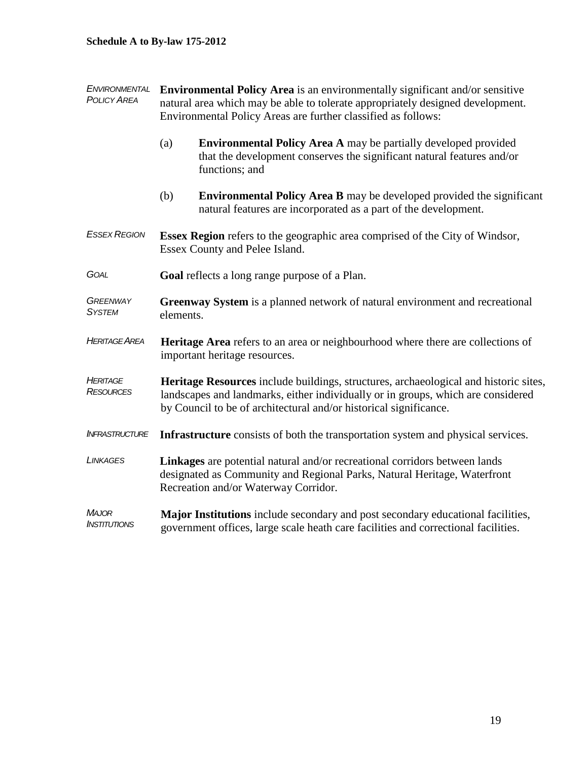*ENVIRONMENTAL POLICY AREA*

**Environmental Policy Area** is an environmentally significant and/or sensitive natural area which may be able to tolerate appropriately designed development. Environmental Policy Areas are further classified as follows:

(a) **Environmental Policy Area A** may be partially developed provided that the development conserves the significant natural features and/or functions; and

(b) **Environmental Policy Area B** may be developed provided the significant natural features are incorporated as a part of the development.

*ESSEX REGION*

**Essex Region** refers to the geographic area comprised of the City of Windsor, Essex County and Pelee Island.

*GOAL*

**Goal** reflects a long range purpose of a Plan.

*GREENWAY SYSTEM*

**Greenway System** is a planned network of natural environment and recreational elements.

*HERITAGE AREA*

**Heritage Area** refers to an area or neighbourhood where there are collections of important heritage resources.

*HERITAGE RESOURCES*

**Heritage Resources** include buildings, structures, archaeological and historic sites, landscapes and landmarks, either individually or in groups, which are considered by Council to be of architectural and/or historical significance.

*INFRASTRUCTURE*

**Infrastructure** consists of both the transportation system and physical services.

*LINKAGES*

**Linkages** are potential natural and/or recreational corridors between lands designated as Community and Regional Parks, Natural Heritage, Waterfront Recreation and/or Waterway Corridor.

*MAJOR INSTITUTIONS*

**Major Institutions** include secondary and post secondary educational facilities, government offices, large scale heath care facilities and correctional facilities.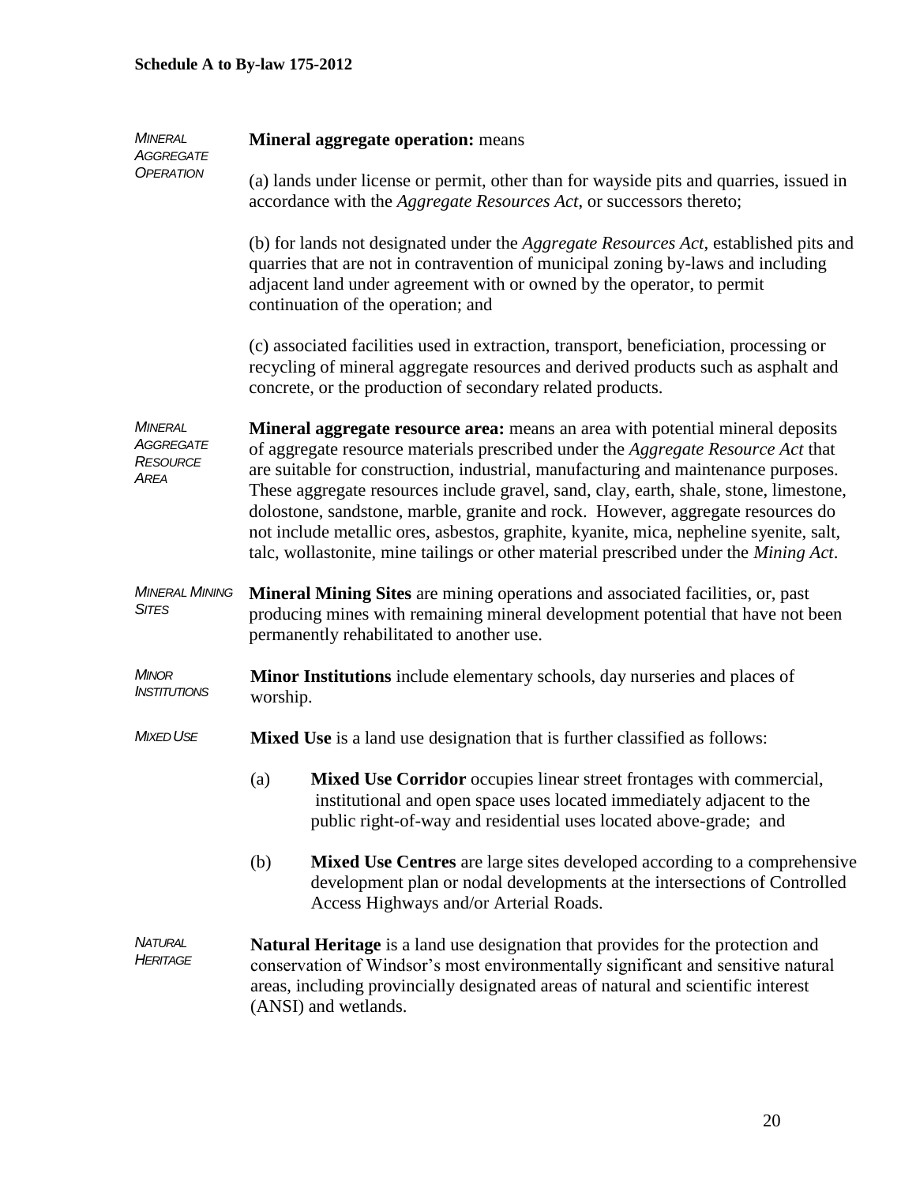*MINERAL AGGREGATE OPERATION*

**Mineral aggregate operation:** means

(a) lands under license or permit, other than for wayside pits and quarries, issued in accordance with the *Aggregate Resources Act*, or successors thereto;

(b) for lands not designated under the *Aggregate Resources Act*, established pits and quarries that are not in contravention of municipal zoning by-laws and including adjacent land under agreement with or owned by the operator, to permit continuation of the operation; and

(c) associated facilities used in extraction, transport, beneficiation, processing or recycling of mineral aggregate resources and derived products such as asphalt and concrete, or the production of secondary related products.

*MINERAL AGGREGATE RESOURCE AREA*

**Mineral aggregate resource area:** means an area with potential mineral deposits of aggregate resource materials prescribed under the *Aggregate Resource Act* that are suitable for construction, industrial, manufacturing and maintenance purposes. These aggregate resources include gravel, sand, clay, earth, shale, stone, limestone, dolostone, sandstone, marble, granite and rock. However, aggregate resources do not include metallic ores, asbestos, graphite, kyanite, mica, nepheline syenite, salt, talc, wollastonite, mine tailings or other material prescribed under the *Mining Act*.

*MINERAL MINING SITES*

**Mineral Mining Sites** are mining operations and associated facilities, or, past producing mines with remaining mineral development potential that have not been permanently rehabilitated to another use.

*MINOR INSTITUTIONS*

**Minor Institutions** include elementary schools, day nurseries and places of worship.

*MIXED USE*

**Mixed Use** is a land use designation that is further classified as follows:

(a) **Mixed Use Corridor** occupies linear street frontages with commercial, institutional and open space uses located immediately adjacent to the public right-of-way and residential uses located above-grade; and

(b) **Mixed Use Centres** are large sites developed according to a comprehensive development plan or nodal developments at the intersections of Controlled Access Highways and/or Arterial Roads.

*NATURAL HERITAGE*

**Natural Heritage** is a land use designation that provides for the protection and conservation of Windsor's most environmentally significant and sensitive natural areas, including provincially designated areas of natural and scientific interest (ANSI) and wetlands.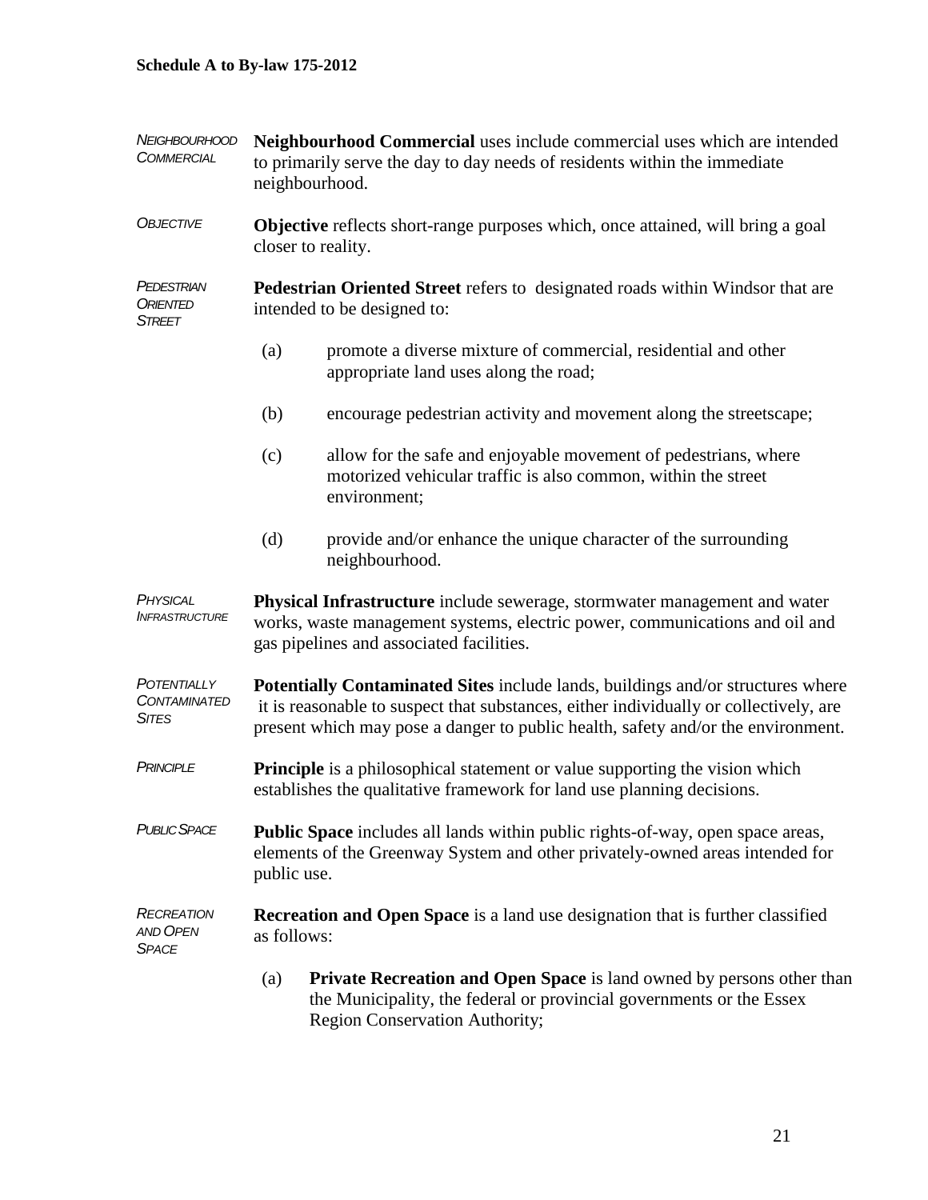*NEIGHBOURHOOD COMMERCIAL* **Neighbourhood Commercial** uses include commercial uses which are intended to primarily serve the day to day needs of residents within the immediate neighbourhood.

*OBJECTIVE* **Objective** reflects short-range purposes which, once attained, will bring a goal closer to reality.

*PEDESTRIAN ORIENTED STREET* **Pedestrian Oriented Street** refers to designated roads within Windsor that are intended to be designed to:

(a) promote a diverse mixture of commercial, residential and other appropriate land uses along the road;

(b) encourage pedestrian activity and movement along the streetscape;

(c) allow for the safe and enjoyable movement of pedestrians, where motorized vehicular traffic is also common, within the street environment;

(d) provide and/or enhance the unique character of the surrounding neighbourhood.

*PHYSICAL INFRASTRUCTURE* **Physical Infrastructure** include sewerage, stormwater management and water works, waste management systems, electric power, communications and oil and gas pipelines and associated facilities.

*POTENTIALLY CONTAMINATED SITES* **Potentially Contaminated Sites** include lands, buildings and/or structures where it is reasonable to suspect that substances, either individually or collectively, are present which may pose a danger to public health, safety and/or the environment.

*PRINCIPLE* **Principle** is a philosophical statement or value supporting the vision which establishes the qualitative framework for land use planning decisions.

*PUBLIC SPACE* **Public Space** includes all lands within public rights-of-way, open space areas, elements of the Greenway System and other privately-owned areas intended for public use.

*RECREATION AND OPEN SPACE* **Recreation and Open Space** is a land use designation that is further classified as follows:

(a) **Private Recreation and Open Space** is land owned by persons other than the Municipality, the federal or provincial governments or the Essex Region Conservation Authority;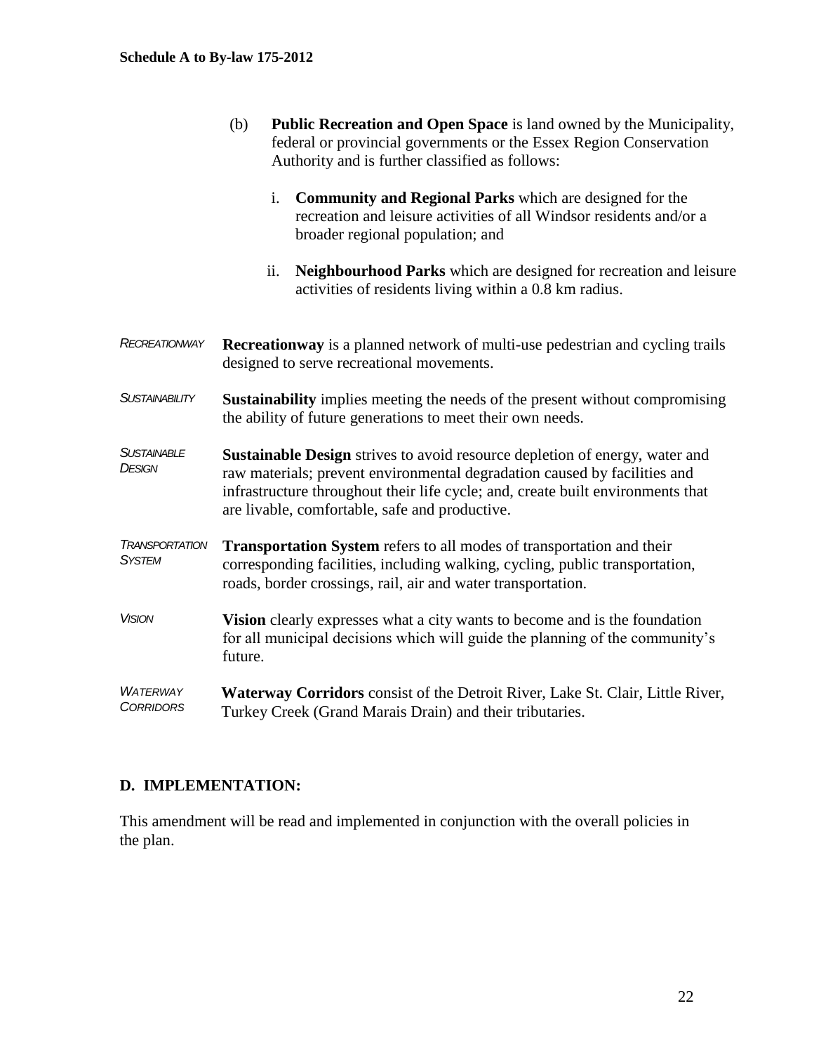(b) **Public Recreation and Open Space** is land owned by the Municipality, federal or provincial governments or the Essex Region Conservation Authority and is further classified as follows:

i. **Community and Regional Parks** which are designed for the recreation and leisure activities of all Windsor residents and/or a broader regional population; and

ii. **Neighbourhood Parks** which are designed for recreation and leisure activities of residents living within a 0.8 km radius.

*RECREATIONWAY* **Recreationway** is a planned network of multi-use pedestrian and cycling trails designed to serve recreational movements.

*SUSTAINABILITY* **Sustainability** implies meeting the needs of the present without compromising the ability of future generations to meet their own needs.

*SUSTAINABLE DESIGN* **Sustainable Design** strives to avoid resource depletion of energy, water and raw materials; prevent environmental degradation caused by facilities and infrastructure throughout their life cycle; and, create built environments that are livable, comfortable, safe and productive.

*TRANSPORTATION SYSTEM* **Transportation System** refers to all modes of transportation and their corresponding facilities, including walking, cycling, public transportation, roads, border crossings, rail, air and water transportation.

*VISION* **Vision** clearly expresses what a city wants to become and is the foundation for all municipal decisions which will guide the planning of the community's future.

*WATERWAY CORRIDORS* **Waterway Corridors** consist of the Detroit River, Lake St. Clair, Little River, Turkey Creek (Grand Marais Drain) and their tributaries.

## D. IMPLEMENTATION:

This amendment will be read and implemented in conjunction with the overall policies in the plan.